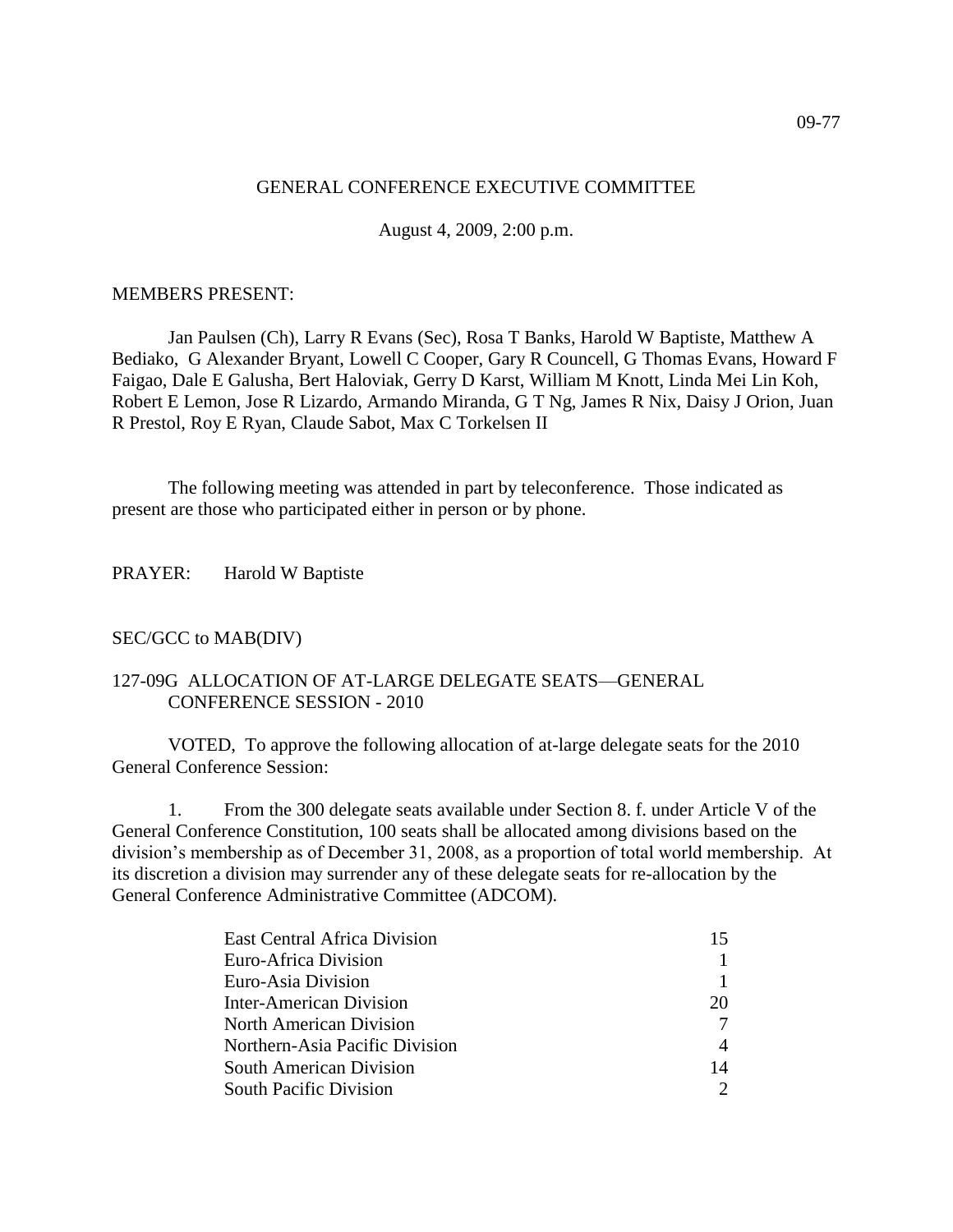# GENERAL CONFERENCE EXECUTIVE COMMITTEE

August 4, 2009, 2:00 p.m.

MEMBERS PRESENT:

Jan Paulsen (Ch), Larry R Evans (Sec), Rosa T Banks, Harold W Baptiste, Matthew A Bediako, G Alexander Bryant, Lowell C Cooper, Gary R Councell, G Thomas Evans, Howard F Faigao, Dale E Galusha, Bert Haloviak, Gerry D Karst, William M Knott, Linda Mei Lin Koh, Robert E Lemon, Jose R Lizardo, Armando Miranda, G T Ng, James R Nix, Daisy J Orion, Juan R Prestol, Roy E Ryan, Claude Sabot, Max C Torkelsen II

The following meeting was attended in part by teleconference. Those indicated as present are those who participated either in person or by phone.

PRAYER: Harold W Baptiste

SEC/GCC to MAB(DIV)

## 127-09G ALLOCATION OF AT-LARGE DELEGATE SEATS—GENERAL CONFERENCE SESSION - 2010

VOTED, To approve the following allocation of at-large delegate seats for the 2010 General Conference Session:

1. From the 300 delegate seats available under Section 8. f. under Article V of the General Conference Constitution, 100 seats shall be allocated among divisions based on the division's membership as of December 31, 2008, as a proportion of total world membership. At its discretion a division may surrender any of these delegate seats for re-allocation by the General Conference Administrative Committee (ADCOM).

| | |
|---|---|
| East Central Africa Division | 15 |
| Euro-Africa Division | 1 |
| Euro-Asia Division | 1 |
| Inter-American Division | 20 |
| North American Division | 7 |
| Northern-Asia Pacific Division | 4 |
| South American Division | 14 |
| South Pacific Division | 2 |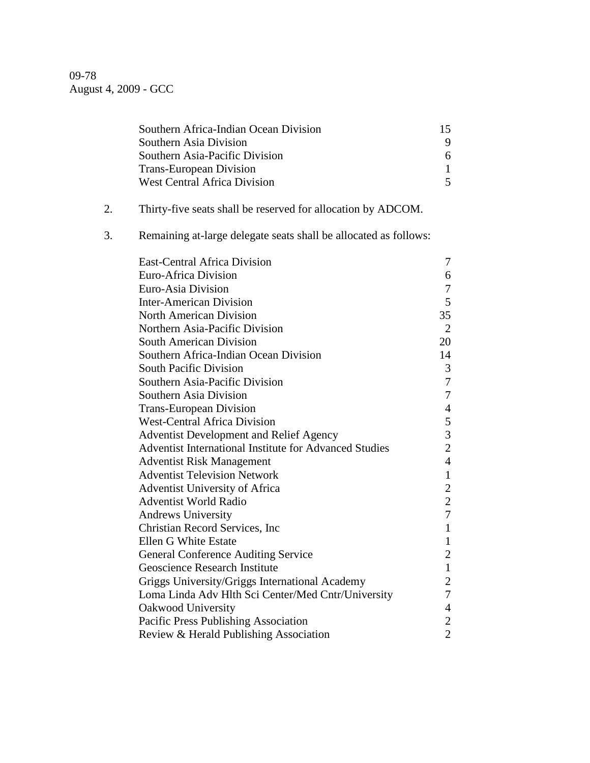09-78
August 4, 2009 - GCC

| | |
|---|---|
| Southern Africa-Indian Ocean Division | 15 |
| Southern Asia Division | 9 |
| Southern Asia-Pacific Division | 6 |
| Trans-European Division | 1 |
| West Central Africa Division | 5 |

2. Thirty-five seats shall be reserved for allocation by ADCOM.

3. Remaining at-large delegate seats shall be allocated as follows:

| | |
|---|---|
| East-Central Africa Division | 7 |
| Euro-Africa Division | 6 |
| Euro-Asia Division | 7 |
| Inter-American Division | 5 |
| North American Division | 35 |
| Northern Asia-Pacific Division | 2 |
| South American Division | 20 |
| Southern Africa-Indian Ocean Division | 14 |
| South Pacific Division | 3 |
| Southern Asia-Pacific Division | 7 |
| Southern Asia Division | 7 |
| Trans-European Division | 4 |
| West-Central Africa Division | 5 |
| Adventist Development and Relief Agency | 3 |
| Adventist International Institute for Advanced Studies | 2 |
| Adventist Risk Management | 4 |
| Adventist Television Network | 1 |
| Adventist University of Africa | 2 |
| Adventist World Radio | 2 |
| Andrews University | 7 |
| Christian Record Services, Inc | 1 |
| Ellen G White Estate | 1 |
| General Conference Auditing Service | 2 |
| Geoscience Research Institute | 1 |
| Griggs University/Griggs International Academy | 2 |
| Loma Linda Adv Hlth Sci Center/Med Cntr/University | 7 |
| Oakwood University | 4 |
| Pacific Press Publishing Association | 2 |
| Review & Herald Publishing Association | 2 |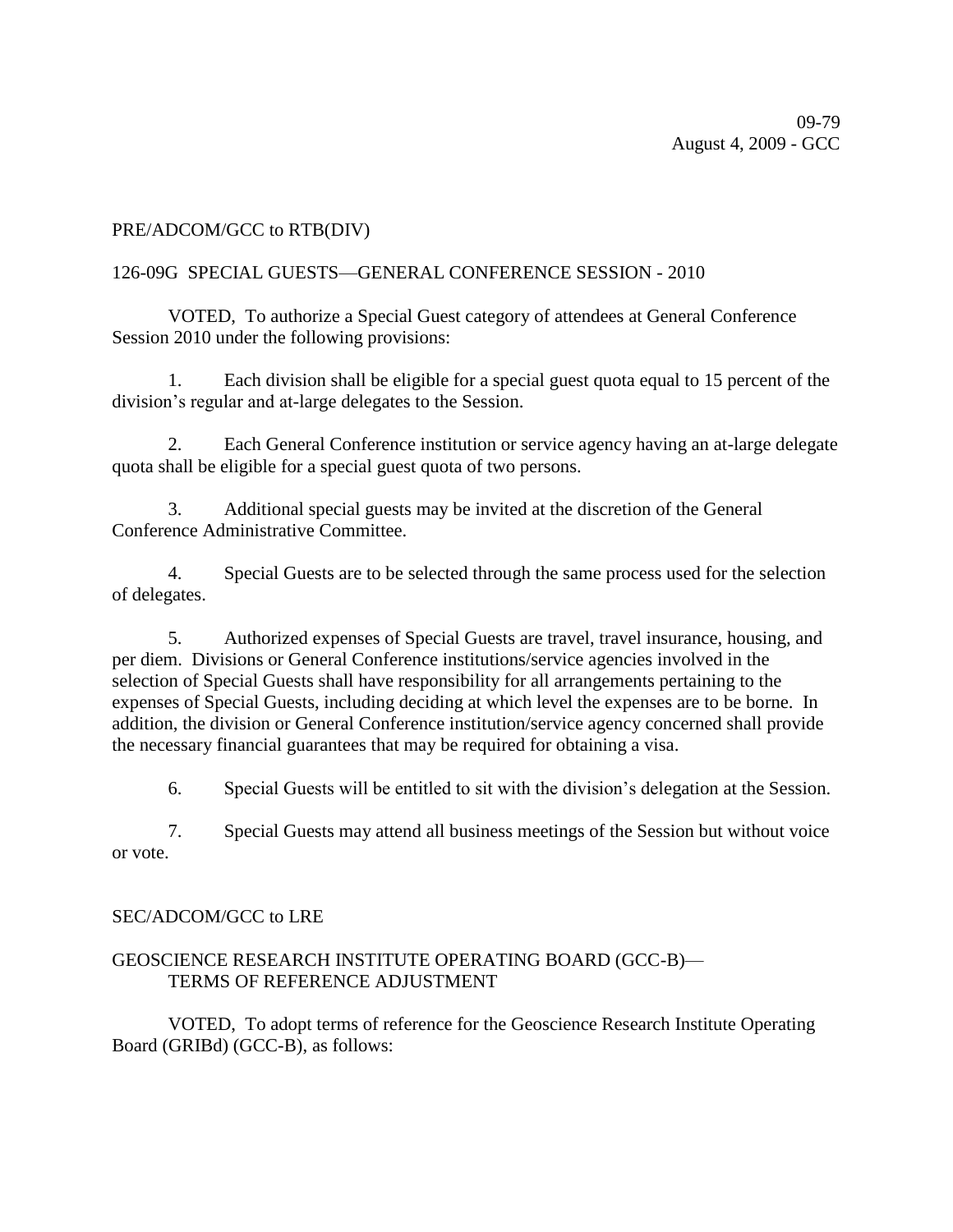09-79
August 4, 2009 - GCC

PRE/ADCOM/GCC to RTB(DIV)

126-09G SPECIAL GUESTS—GENERAL CONFERENCE SESSION - 2010

VOTED, To authorize a Special Guest category of attendees at General Conference Session 2010 under the following provisions:

1. Each division shall be eligible for a special guest quota equal to 15 percent of the division's regular and at-large delegates to the Session.

2. Each General Conference institution or service agency having an at-large delegate quota shall be eligible for a special guest quota of two persons.

3. Additional special guests may be invited at the discretion of the General Conference Administrative Committee.

4. Special Guests are to be selected through the same process used for the selection of delegates.

5. Authorized expenses of Special Guests are travel, travel insurance, housing, and per diem. Divisions or General Conference institutions/service agencies involved in the selection of Special Guests shall have responsibility for all arrangements pertaining to the expenses of Special Guests, including deciding at which level the expenses are to be borne. In addition, the division or General Conference institution/service agency concerned shall provide the necessary financial guarantees that may be required for obtaining a visa.

6. Special Guests will be entitled to sit with the division's delegation at the Session.

7. Special Guests may attend all business meetings of the Session but without voice or vote.

SEC/ADCOM/GCC to LRE

GEOSCIENCE RESEARCH INSTITUTE OPERATING BOARD (GCC-B)—
TERMS OF REFERENCE ADJUSTMENT

VOTED, To adopt terms of reference for the Geoscience Research Institute Operating Board (GRIBd) (GCC-B), as follows: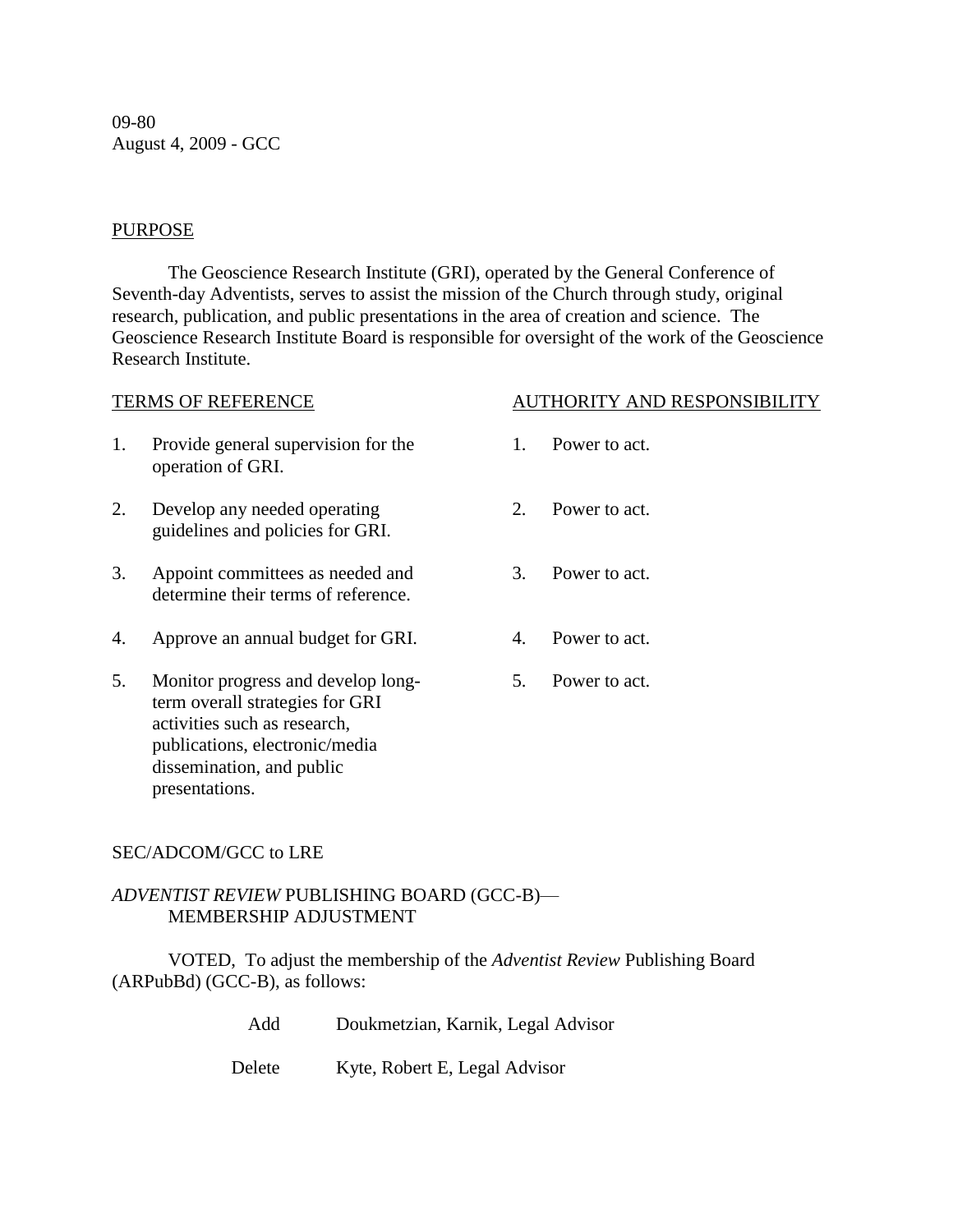09-80
August 4, 2009 - GCC

PURPOSE

The Geoscience Research Institute (GRI), operated by the General Conference of Seventh-day Adventists, serves to assist the mission of the Church through study, original research, publication, and public presentations in the area of creation and science. The Geoscience Research Institute Board is responsible for oversight of the work of the Geoscience Research Institute.

| TERMS OF REFERENCE | AUTHORITY AND RESPONSIBILITY |
|---|---|
| 1. Provide general supervision for the operation of GRI. | 1. Power to act. |
| 2. Develop any needed operating guidelines and policies for GRI. | 2. Power to act. |
| 3. Appoint committees as needed and determine their terms of reference. | 3. Power to act. |
| 4. Approve an annual budget for GRI. | 4. Power to act. |
| 5. Monitor progress and develop long-term overall strategies for GRI activities such as research, publications, electronic/media dissemination, and public presentations. | 5. Power to act. |

SEC/ADCOM/GCC to LRE

*ADVENTIST REVIEW* PUBLISHING BOARD (GCC-B)—
MEMBERSHIP ADJUSTMENT

VOTED, To adjust the membership of the *Adventist Review* Publishing Board (ARPubBd) (GCC-B), as follows:

| | |
|---|---|
| Add | Doukmetzian, Karnik, Legal Advisor |
| Delete | Kyte, Robert E, Legal Advisor |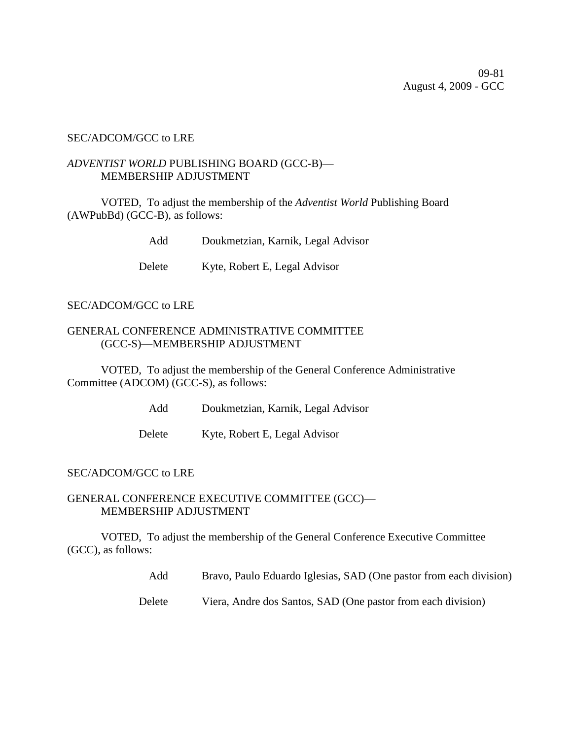09-81
August 4, 2009 - GCC

SEC/ADCOM/GCC to LRE

*ADVENTIST WORLD* PUBLISHING BOARD (GCC-B)—
MEMBERSHIP ADJUSTMENT

VOTED, To adjust the membership of the *Adventist World* Publishing Board (AWPubBd) (GCC-B), as follows:

| | |
|---|---|
| Add | Doukmetzian, Karnik, Legal Advisor |
| Delete | Kyte, Robert E, Legal Advisor |

SEC/ADCOM/GCC to LRE

GENERAL CONFERENCE ADMINISTRATIVE COMMITTEE
(GCC-S)—MEMBERSHIP ADJUSTMENT

VOTED, To adjust the membership of the General Conference Administrative Committee (ADCOM) (GCC-S), as follows:

| | |
|---|---|
| Add | Doukmetzian, Karnik, Legal Advisor |
| Delete | Kyte, Robert E, Legal Advisor |

SEC/ADCOM/GCC to LRE

GENERAL CONFERENCE EXECUTIVE COMMITTEE (GCC)—
MEMBERSHIP ADJUSTMENT

VOTED, To adjust the membership of the General Conference Executive Committee (GCC), as follows:

| | |
|---|---|
| Add | Bravo, Paulo Eduardo Iglesias, SAD (One pastor from each division) |
| Delete | Viera, Andre dos Santos, SAD (One pastor from each division) |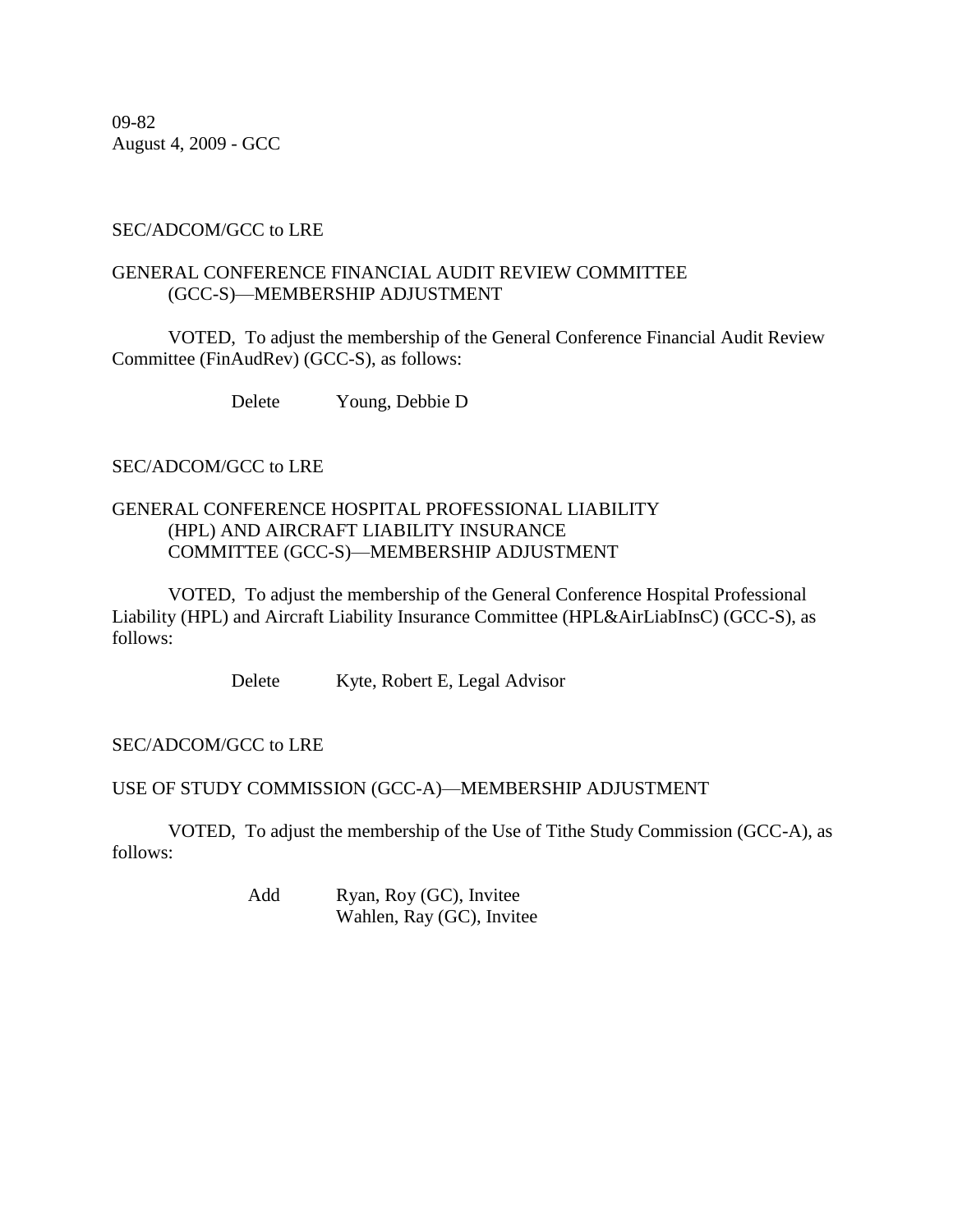09-82
August 4, 2009 - GCC

SEC/ADCOM/GCC to LRE

GENERAL CONFERENCE FINANCIAL AUDIT REVIEW COMMITTEE
(GCC-S)—MEMBERSHIP ADJUSTMENT

VOTED, To adjust the membership of the General Conference Financial Audit Review Committee (FinAudRev) (GCC-S), as follows:

Delete Young, Debbie D

SEC/ADCOM/GCC to LRE

GENERAL CONFERENCE HOSPITAL PROFESSIONAL LIABILITY
(HPL) AND AIRCRAFT LIABILITY INSURANCE
COMMITTEE (GCC-S)—MEMBERSHIP ADJUSTMENT

VOTED, To adjust the membership of the General Conference Hospital Professional Liability (HPL) and Aircraft Liability Insurance Committee (HPL&AirLiabInsC) (GCC-S), as follows:

Delete Kyte, Robert E, Legal Advisor

SEC/ADCOM/GCC to LRE

USE OF STUDY COMMISSION (GCC-A)—MEMBERSHIP ADJUSTMENT

VOTED, To adjust the membership of the Use of Tithe Study Commission (GCC-A), as follows:

Add Ryan, Roy (GC), Invitee
Wahlen, Ray (GC), Invitee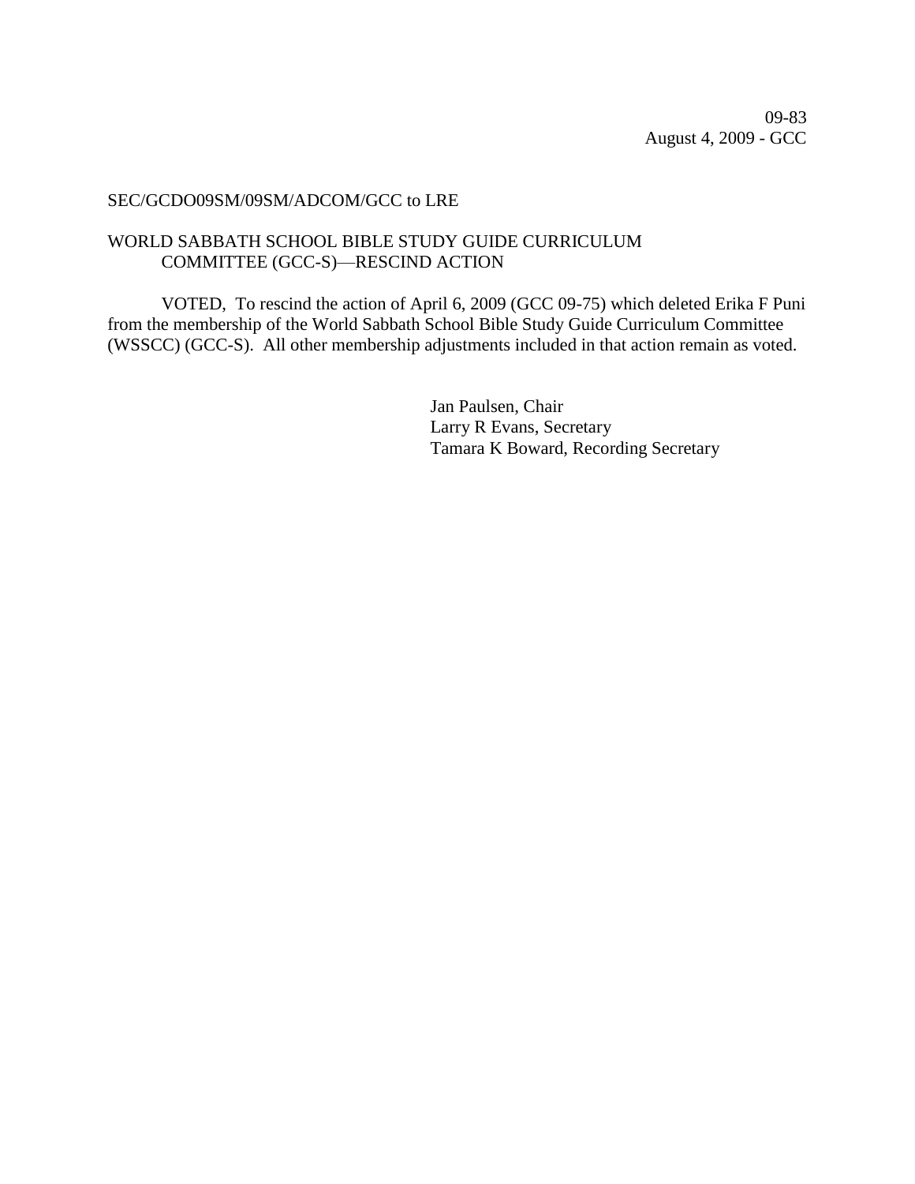09-83
August 4, 2009 - GCC

SEC/GCDO09SM/09SM/ADCOM/GCC to LRE

WORLD SABBATH SCHOOL BIBLE STUDY GUIDE CURRICULUM COMMITTEE (GCC-S)—RESCIND ACTION

VOTED, To rescind the action of April 6, 2009 (GCC 09-75) which deleted Erika F Puni from the membership of the World Sabbath School Bible Study Guide Curriculum Committee (WSSCC) (GCC-S). All other membership adjustments included in that action remain as voted.

Jan Paulsen, Chair
Larry R Evans, Secretary
Tamara K Boward, Recording Secretary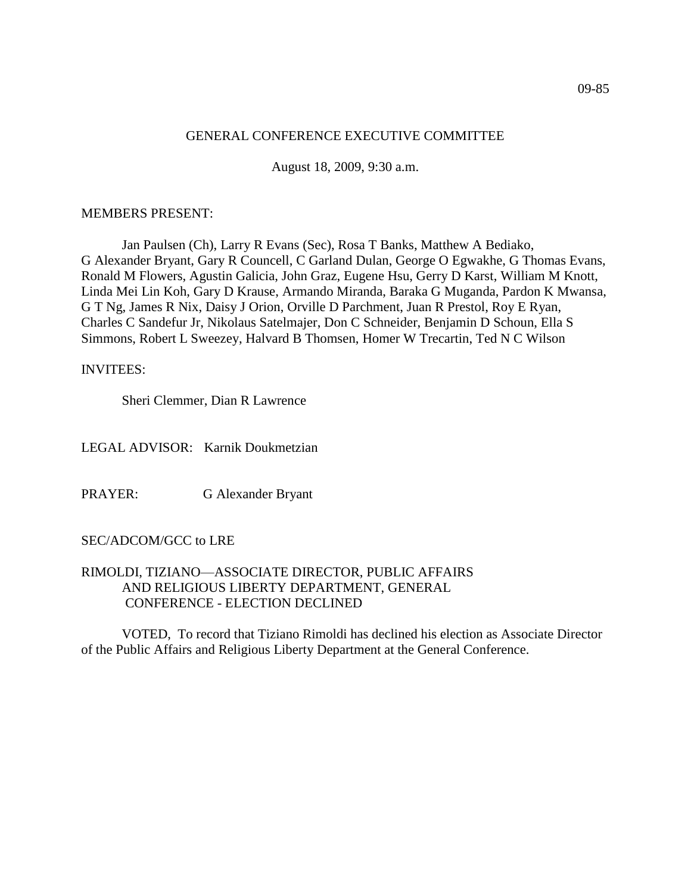09-85

GENERAL CONFERENCE EXECUTIVE COMMITTEE

August 18, 2009, 9:30 a.m.

MEMBERS PRESENT:

Jan Paulsen (Ch), Larry R Evans (Sec), Rosa T Banks, Matthew A Bediako, G Alexander Bryant, Gary R Councell, C Garland Dulan, George O Egwakhe, G Thomas Evans, Ronald M Flowers, Agustin Galicia, John Graz, Eugene Hsu, Gerry D Karst, William M Knott, Linda Mei Lin Koh, Gary D Krause, Armando Miranda, Baraka G Muganda, Pardon K Mwansa, G T Ng, James R Nix, Daisy J Orion, Orville D Parchment, Juan R Prestol, Roy E Ryan, Charles C Sandefur Jr, Nikolaus Satelmajer, Don C Schneider, Benjamin D Schoun, Ella S Simmons, Robert L Sweezey, Halvard B Thomsen, Homer W Trecartin, Ted N C Wilson

INVITEES:

Sheri Clemmer, Dian R Lawrence

LEGAL ADVISOR: Karnik Doukmetzian

PRAYER: G Alexander Bryant

SEC/ADCOM/GCC to LRE

RIMOLDI, TIZIANO—ASSOCIATE DIRECTOR, PUBLIC AFFAIRS AND RELIGIOUS LIBERTY DEPARTMENT, GENERAL CONFERENCE - ELECTION DECLINED

VOTED, To record that Tiziano Rimoldi has declined his election as Associate Director of the Public Affairs and Religious Liberty Department at the General Conference.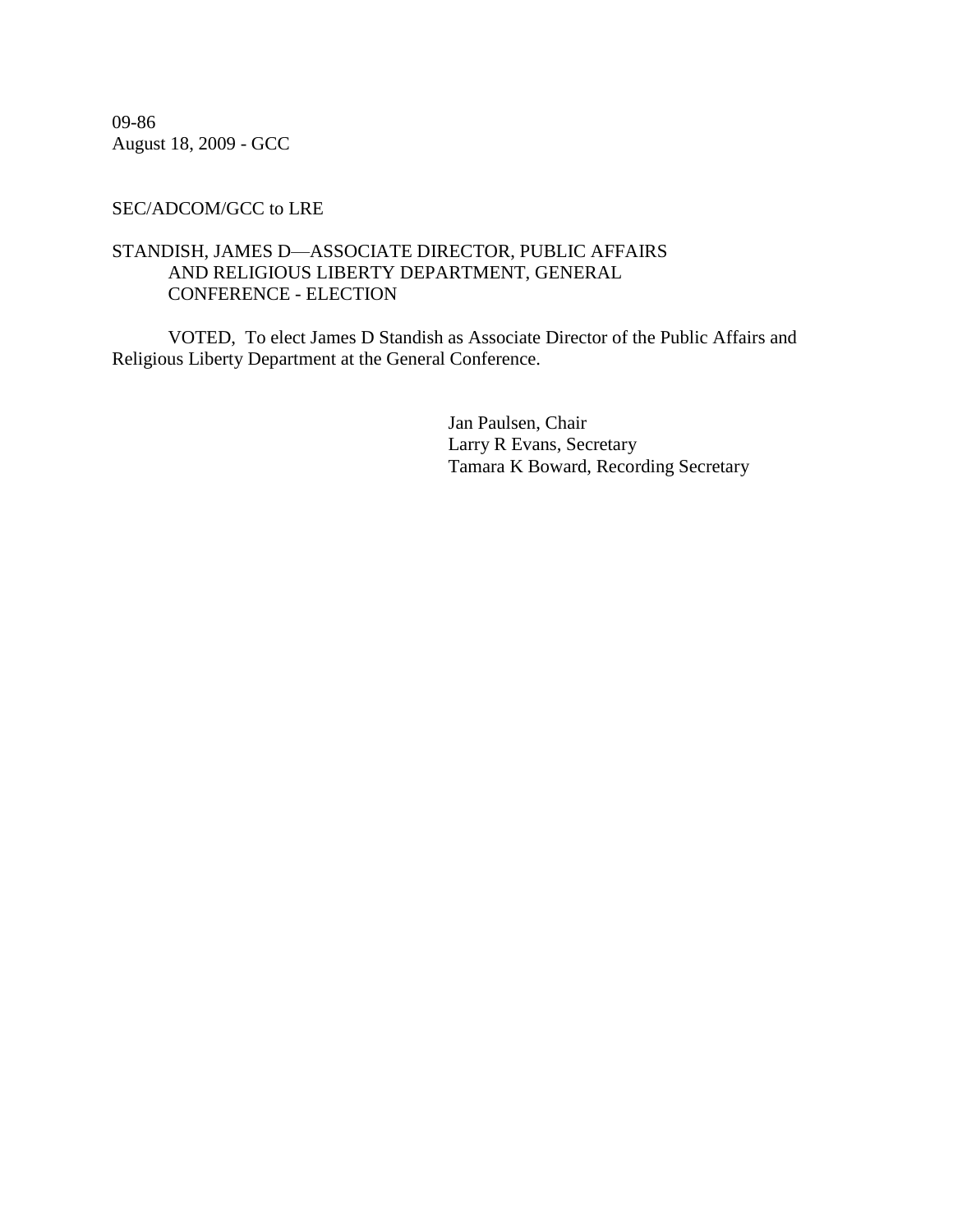09-86
August 18, 2009 - GCC

SEC/ADCOM/GCC to LRE

STANDISH, JAMES D—ASSOCIATE DIRECTOR, PUBLIC AFFAIRS AND RELIGIOUS LIBERTY DEPARTMENT, GENERAL CONFERENCE - ELECTION

VOTED, To elect James D Standish as Associate Director of the Public Affairs and Religious Liberty Department at the General Conference.

Jan Paulsen, Chair
Larry R Evans, Secretary
Tamara K Boward, Recording Secretary